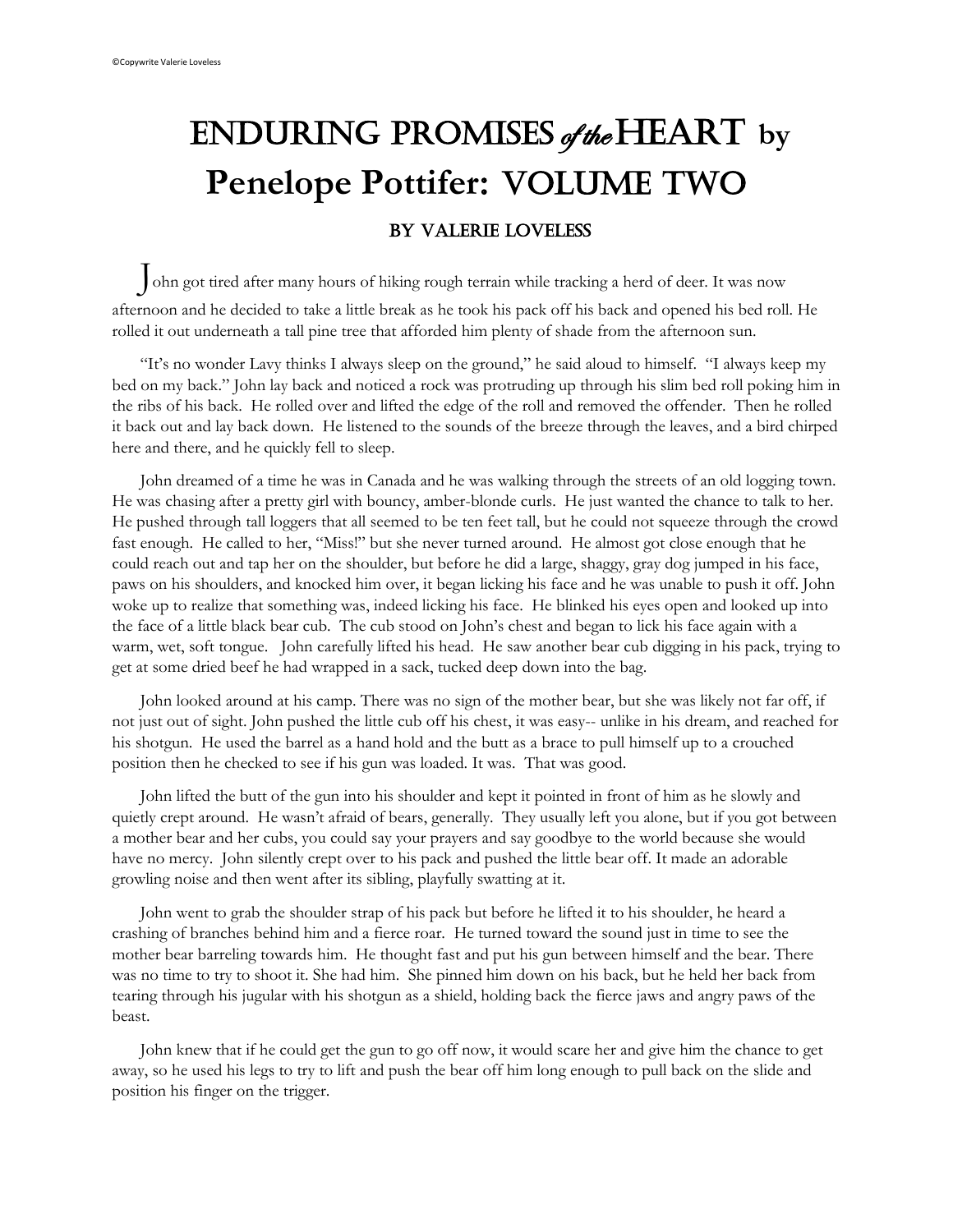©Copywrite Valerie Loveless

# ENDURING PROMISES *of the* HEART by Penelope Pottifer: VOLUME TWO

### BY VALERIE LOVELESS

John got tired after many hours of hiking rough terrain while tracking a herd of deer. It was now afternoon and he decided to take a little break as he took his pack off his back and opened his bed roll. He rolled it out underneath a tall pine tree that afforded him plenty of shade from the afternoon sun.

"It's no wonder Lavy thinks I always sleep on the ground," he said aloud to himself. "I always keep my bed on my back." John lay back and noticed a rock was protruding up through his slim bed roll poking him in the ribs of his back. He rolled over and lifted the edge of the roll and removed the offender. Then he rolled it back out and lay back down. He listened to the sounds of the breeze through the leaves, and a bird chirped here and there, and he quickly fell to sleep.

John dreamed of a time he was in Canada and he was walking through the streets of an old logging town. He was chasing after a pretty girl with bouncy, amber-blonde curls. He just wanted the chance to talk to her. He pushed through tall loggers that all seemed to be ten feet tall, but he could not squeeze through the crowd fast enough. He called to her, "Miss!" but she never turned around. He almost got close enough that he could reach out and tap her on the shoulder, but before he did a large, shaggy, gray dog jumped in his face, paws on his shoulders, and knocked him over, it began licking his face and he was unable to push it off. John woke up to realize that something was, indeed licking his face. He blinked his eyes open and looked up into the face of a little black bear cub. The cub stood on John's chest and began to lick his face again with a warm, wet, soft tongue. John carefully lifted his head. He saw another bear cub digging in his pack, trying to get at some dried beef he had wrapped in a sack, tucked deep down into the bag.

John looked around at his camp. There was no sign of the mother bear, but she was likely not far off, if not just out of sight. John pushed the little cub off his chest, it was easy-- unlike in his dream, and reached for his shotgun. He used the barrel as a hand hold and the butt as a brace to pull himself up to a crouched position then he checked to see if his gun was loaded. It was. That was good.

John lifted the butt of the gun into his shoulder and kept it pointed in front of him as he slowly and quietly crept around. He wasn't afraid of bears, generally. They usually left you alone, but if you got between a mother bear and her cubs, you could say your prayers and say goodbye to the world because she would have no mercy. John silently crept over to his pack and pushed the little bear off. It made an adorable growling noise and then went after its sibling, playfully swatting at it.

John went to grab the shoulder strap of his pack but before he lifted it to his shoulder, he heard a crashing of branches behind him and a fierce roar. He turned toward the sound just in time to see the mother bear barreling towards him. He thought fast and put his gun between himself and the bear. There was no time to try to shoot it. She had him. She pinned him down on his back, but he held her back from tearing through his jugular with his shotgun as a shield, holding back the fierce jaws and angry paws of the beast.

John knew that if he could get the gun to go off now, it would scare her and give him the chance to get away, so he used his legs to try to lift and push the bear off him long enough to pull back on the slide and position his finger on the trigger.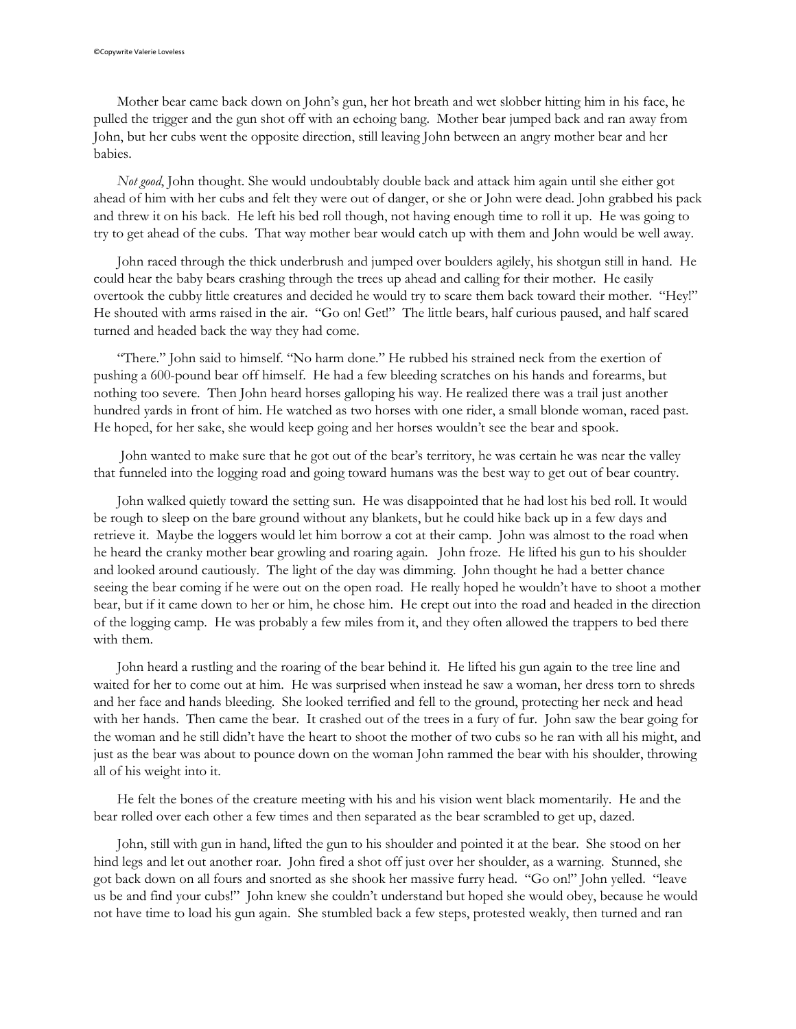Mother bear came back down on John's gun, her hot breath and wet slobber hitting him in his face, he pulled the trigger and the gun shot off with an echoing bang. Mother bear jumped back and ran away from John, but her cubs went the opposite direction, still leaving John between an angry mother bear and her babies.

*Not good*, John thought. She would undoubtably double back and attack him again until she either got ahead of him with her cubs and felt they were out of danger, or she or John were dead. John grabbed his pack and threw it on his back. He left his bed roll though, not having enough time to roll it up. He was going to try to get ahead of the cubs. That way mother bear would catch up with them and John would be well away.

John raced through the thick underbrush and jumped over boulders agilely, his shotgun still in hand. He could hear the baby bears crashing through the trees up ahead and calling for their mother. He easily overtook the cubby little creatures and decided he would try to scare them back toward their mother. "Hey!" He shouted with arms raised in the air. "Go on! Get!" The little bears, half curious paused, and half scared turned and headed back the way they had come.

"There." John said to himself. "No harm done." He rubbed his strained neck from the exertion of pushing a 600-pound bear off himself. He had a few bleeding scratches on his hands and forearms, but nothing too severe. Then John heard horses galloping his way. He realized there was a trail just another hundred yards in front of him. He watched as two horses with one rider, a small blonde woman, raced past. He hoped, for her sake, she would keep going and her horses wouldn't see the bear and spook.

John wanted to make sure that he got out of the bear's territory, he was certain he was near the valley that funneled into the logging road and going toward humans was the best way to get out of bear country.

John walked quietly toward the setting sun. He was disappointed that he had lost his bed roll. It would be rough to sleep on the bare ground without any blankets, but he could hike back up in a few days and retrieve it. Maybe the loggers would let him borrow a cot at their camp. John was almost to the road when he heard the cranky mother bear growling and roaring again. John froze. He lifted his gun to his shoulder and looked around cautiously. The light of the day was dimming. John thought he had a better chance seeing the bear coming if he were out on the open road. He really hoped he wouldn't have to shoot a mother bear, but if it came down to her or him, he chose him. He crept out into the road and headed in the direction of the logging camp. He was probably a few miles from it, and they often allowed the trappers to bed there with them.

John heard a rustling and the roaring of the bear behind it. He lifted his gun again to the tree line and waited for her to come out at him. He was surprised when instead he saw a woman, her dress torn to shreds and her face and hands bleeding. She looked terrified and fell to the ground, protecting her neck and head with her hands. Then came the bear. It crashed out of the trees in a fury of fur. John saw the bear going for the woman and he still didn't have the heart to shoot the mother of two cubs so he ran with all his might, and just as the bear was about to pounce down on the woman John rammed the bear with his shoulder, throwing all of his weight into it.

He felt the bones of the creature meeting with his and his vision went black momentarily. He and the bear rolled over each other a few times and then separated as the bear scrambled to get up, dazed.

John, still with gun in hand, lifted the gun to his shoulder and pointed it at the bear. She stood on her hind legs and let out another roar. John fired a shot off just over her shoulder, as a warning. Stunned, she got back down on all fours and snorted as she shook her massive furry head. "Go on!" John yelled. "leave us be and find your cubs!" John knew she couldn't understand but hoped she would obey, because he would not have time to load his gun again. She stumbled back a few steps, protested weakly, then turned and ran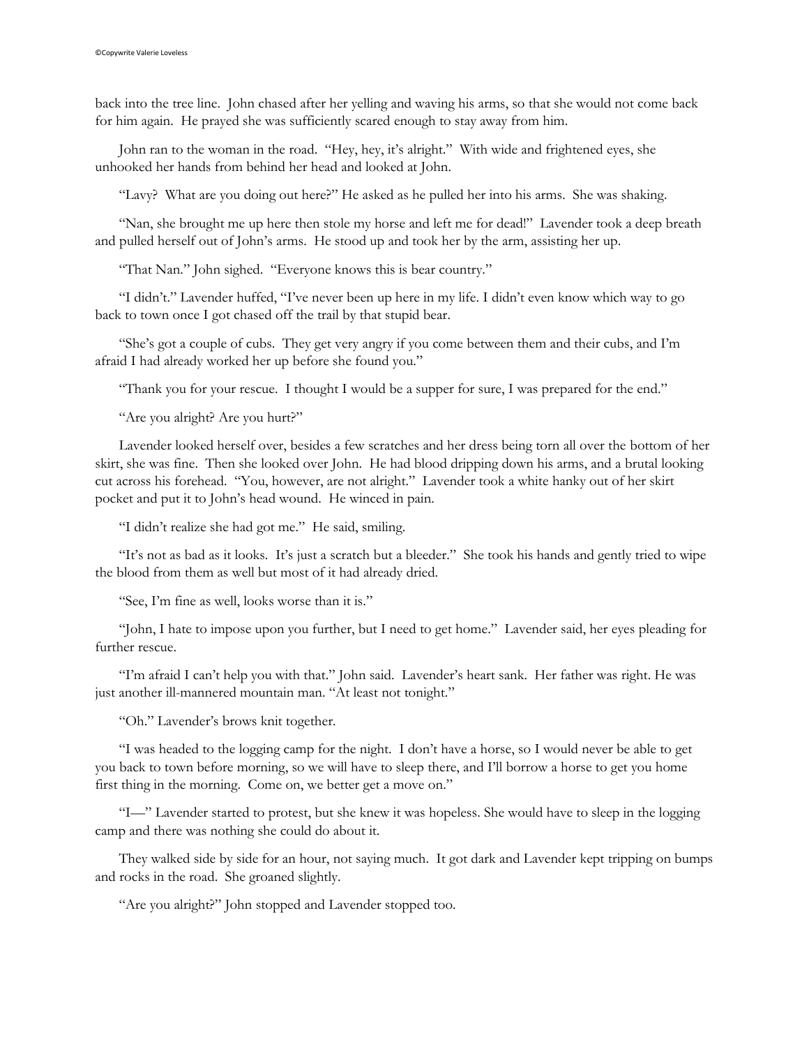back into the tree line. John chased after her yelling and waving his arms, so that she would not come back for him again. He prayed she was sufficiently scared enough to stay away from him.

John ran to the woman in the road. "Hey, hey, it's alright." With wide and frightened eyes, she unhooked her hands from behind her head and looked at John.

"Lavy? What are you doing out here?" He asked as he pulled her into his arms. She was shaking.

"Nan, she brought me up here then stole my horse and left me for dead!" Lavender took a deep breath and pulled herself out of John's arms. He stood up and took her by the arm, assisting her up.

"That Nan." John sighed. "Everyone knows this is bear country."

"I didn't." Lavender huffed, "I've never been up here in my life. I didn't even know which way to go back to town once I got chased off the trail by that stupid bear.

"She's got a couple of cubs. They get very angry if you come between them and their cubs, and I'm afraid I had already worked her up before she found you."

"Thank you for your rescue. I thought I would be a supper for sure, I was prepared for the end."

"Are you alright? Are you hurt?"

Lavender looked herself over, besides a few scratches and her dress being torn all over the bottom of her skirt, she was fine. Then she looked over John. He had blood dripping down his arms, and a brutal looking cut across his forehead. "You, however, are not alright." Lavender took a white hanky out of her skirt pocket and put it to John's head wound. He winced in pain.

"I didn't realize she had got me." He said, smiling.

"It's not as bad as it looks. It's just a scratch but a bleeder." She took his hands and gently tried to wipe the blood from them as well but most of it had already dried.

"See, I'm fine as well, looks worse than it is."

"John, I hate to impose upon you further, but I need to get home." Lavender said, her eyes pleading for further rescue.

"I'm afraid I can't help you with that." John said. Lavender's heart sank. Her father was right. He was just another ill-mannered mountain man. "At least not tonight."

"Oh." Lavender's brows knit together.

"I was headed to the logging camp for the night. I don't have a horse, so I would never be able to get you back to town before morning, so we will have to sleep there, and I'll borrow a horse to get you home first thing in the morning. Come on, we better get a move on."

"I—" Lavender started to protest, but she knew it was hopeless. She would have to sleep in the logging camp and there was nothing she could do about it.

They walked side by side for an hour, not saying much. It got dark and Lavender kept tripping on bumps and rocks in the road. She groaned slightly.

"Are you alright?" John stopped and Lavender stopped too.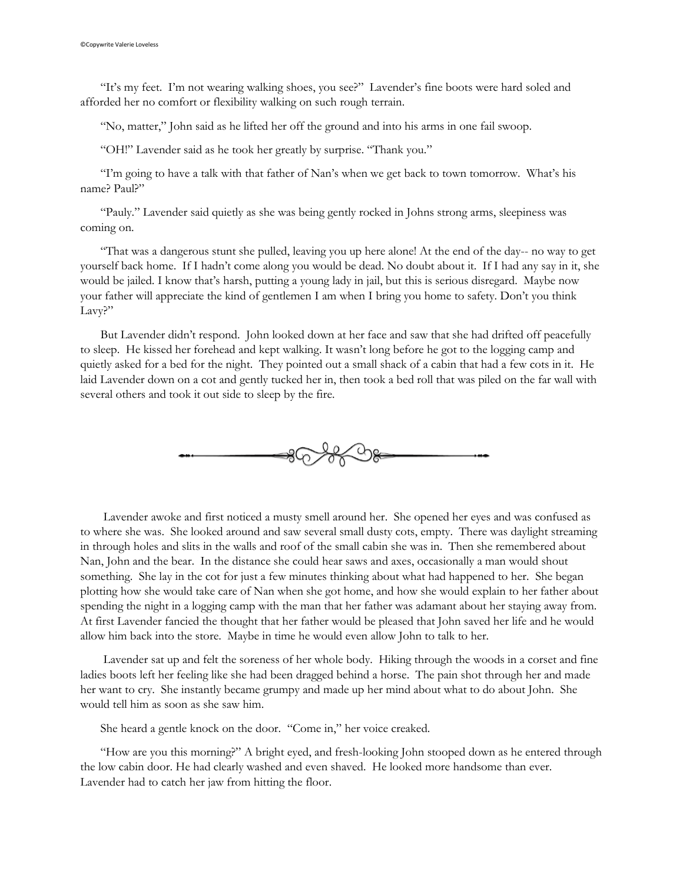"It's my feet. I'm not wearing walking shoes, you see?" Lavender's fine boots were hard soled and afforded her no comfort or flexibility walking on such rough terrain.

"No, matter," John said as he lifted her off the ground and into his arms in one fail swoop.

"OH!" Lavender said as he took her greatly by surprise. "Thank you."

"I'm going to have a talk with that father of Nan's when we get back to town tomorrow. What's his name? Paul?"

"Pauly." Lavender said quietly as she was being gently rocked in Johns strong arms, sleepiness was coming on.

"That was a dangerous stunt she pulled, leaving you up here alone! At the end of the day-- no way to get yourself back home. If I hadn't come along you would be dead. No doubt about it. If I had any say in it, she would be jailed. I know that's harsh, putting a young lady in jail, but this is serious disregard. Maybe now your father will appreciate the kind of gentlemen I am when I bring you home to safety. Don't you think Lavy?"

But Lavender didn't respond. John looked down at her face and saw that she had drifted off peacefully to sleep. He kissed her forehead and kept walking. It wasn't long before he got to the logging camp and quietly asked for a bed for the night. They pointed out a small shack of a cabin that had a few cots in it. He laid Lavender down on a cot and gently tucked her in, then took a bed roll that was piled on the far wall with several others and took it out side to sleep by the fire.

---

Lavender awoke and first noticed a musty smell around her. She opened her eyes and was confused as to where she was. She looked around and saw several small dusty cots, empty. There was daylight streaming in through holes and slits in the walls and roof of the small cabin she was in. Then she remembered about Nan, John and the bear. In the distance she could hear saws and axes, occasionally a man would shout something. She lay in the cot for just a few minutes thinking about what had happened to her. She began plotting how she would take care of Nan when she got home, and how she would explain to her father about spending the night in a logging camp with the man that her father was adamant about her staying away from. At first Lavender fancied the thought that her father would be pleased that John saved her life and he would allow him back into the store. Maybe in time he would even allow John to talk to her.

Lavender sat up and felt the soreness of her whole body. Hiking through the woods in a corset and fine ladies boots left her feeling like she had been dragged behind a horse. The pain shot through her and made her want to cry. She instantly became grumpy and made up her mind about what to do about John. She would tell him as soon as she saw him.

She heard a gentle knock on the door. "Come in," her voice creaked.

"How are you this morning?" A bright eyed, and fresh-looking John stooped down as he entered through the low cabin door. He had clearly washed and even shaved. He looked more handsome than ever. Lavender had to catch her jaw from hitting the floor.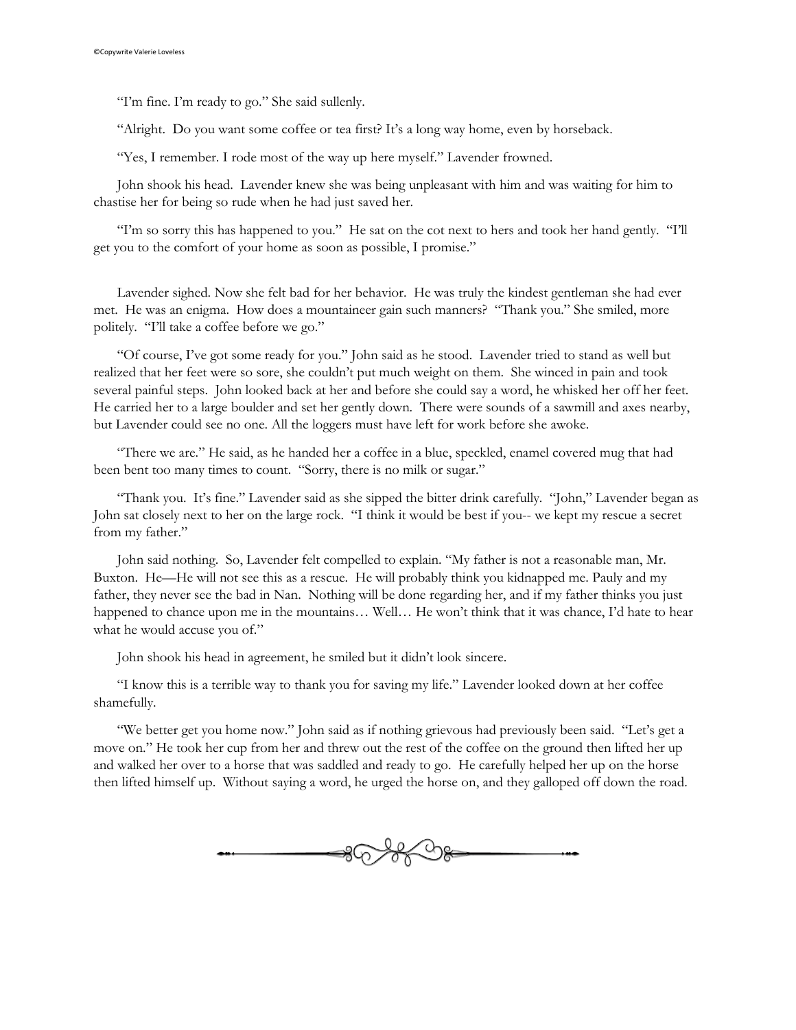"I'm fine. I'm ready to go." She said sullenly.

"Alright. Do you want some coffee or tea first? It's a long way home, even by horseback.

"Yes, I remember. I rode most of the way up here myself." Lavender frowned.

John shook his head. Lavender knew she was being unpleasant with him and was waiting for him to chastise her for being so rude when he had just saved her.

"I'm so sorry this has happened to you." He sat on the cot next to hers and took her hand gently. "I'll get you to the comfort of your home as soon as possible, I promise."

Lavender sighed. Now she felt bad for her behavior. He was truly the kindest gentleman she had ever met. He was an enigma. How does a mountaineer gain such manners? "Thank you." She smiled, more politely. "I'll take a coffee before we go."

"Of course, I've got some ready for you." John said as he stood. Lavender tried to stand as well but realized that her feet were so sore, she couldn't put much weight on them. She winced in pain and took several painful steps. John looked back at her and before she could say a word, he whisked her off her feet. He carried her to a large boulder and set her gently down. There were sounds of a sawmill and axes nearby, but Lavender could see no one. All the loggers must have left for work before she awoke.

"There we are." He said, as he handed her a coffee in a blue, speckled, enamel covered mug that had been bent too many times to count. "Sorry, there is no milk or sugar."

"Thank you. It's fine." Lavender said as she sipped the bitter drink carefully. "John," Lavender began as John sat closely next to her on the large rock. "I think it would be best if you-- we kept my rescue a secret from my father."

John said nothing. So, Lavender felt compelled to explain. "My father is not a reasonable man, Mr. Buxton. He—He will not see this as a rescue. He will probably think you kidnapped me. Pauly and my father, they never see the bad in Nan. Nothing will be done regarding her, and if my father thinks you just happened to chance upon me in the mountains… Well… He won't think that it was chance, I'd hate to hear what he would accuse you of."

John shook his head in agreement, he smiled but it didn't look sincere.

"I know this is a terrible way to thank you for saving my life." Lavender looked down at her coffee shamefully.

"We better get you home now." John said as if nothing grievous had previously been said. "Let's get a move on." He took her cup from her and threw out the rest of the coffee on the ground then lifted her up and walked her over to a horse that was saddled and ready to go. He carefully helped her up on the horse then lifted himself up. Without saying a word, he urged the horse on, and they galloped off down the road.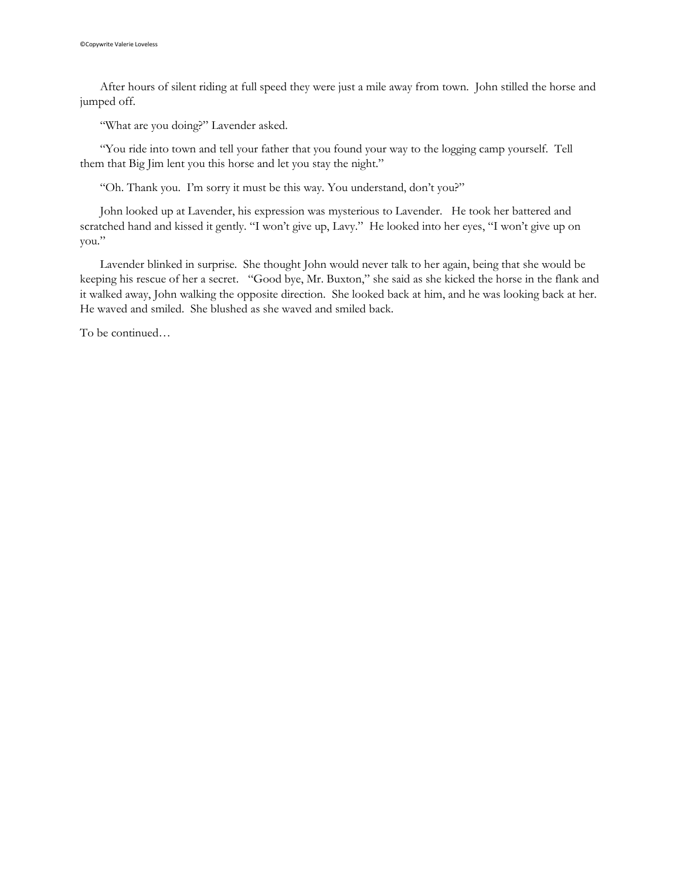After hours of silent riding at full speed they were just a mile away from town. John stilled the horse and jumped off.

"What are you doing?" Lavender asked.

"You ride into town and tell your father that you found your way to the logging camp yourself. Tell them that Big Jim lent you this horse and let you stay the night."

"Oh. Thank you. I'm sorry it must be this way. You understand, don't you?"

John looked up at Lavender, his expression was mysterious to Lavender. He took her battered and scratched hand and kissed it gently. "I won't give up, Lavy." He looked into her eyes, "I won't give up on you."

Lavender blinked in surprise. She thought John would never talk to her again, being that she would be keeping his rescue of her a secret. "Good bye, Mr. Buxton," she said as she kicked the horse in the flank and it walked away, John walking the opposite direction. She looked back at him, and he was looking back at her. He waved and smiled. She blushed as she waved and smiled back.

To be continued…